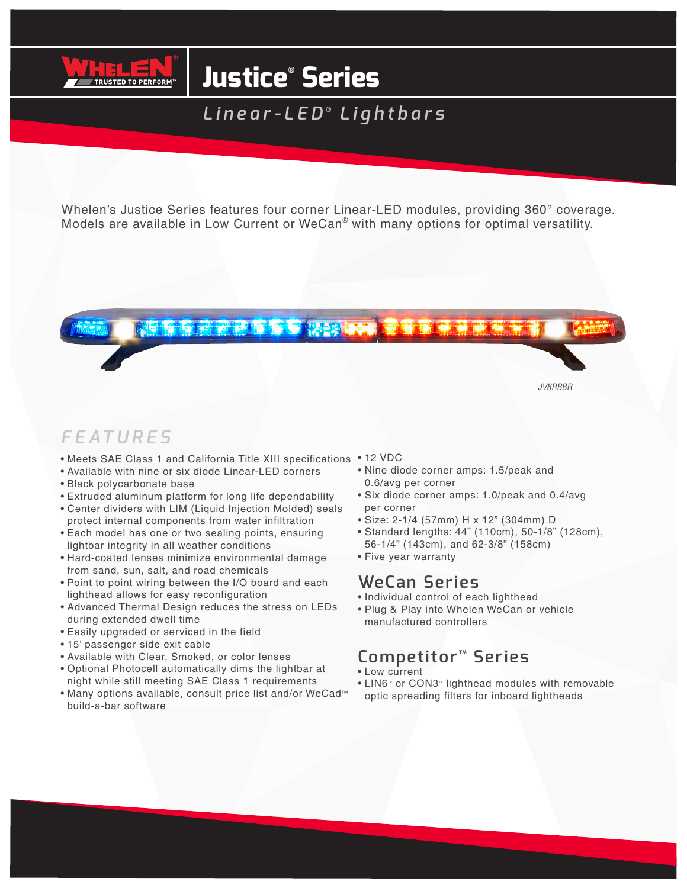WHELEN® TRUSTED TO PERFORM™

# Justice® Series

## Linear-LED® Lightbars

Whelen's Justice Series features four corner Linear-LED modules, providing 360° coverage. Models are available in Low Current or WeCan® with many options for optimal versatility.

*JV8RBBR*

## FEATURES

- Meets SAE Class 1 and California Title XIII specifications
- Available with nine or six diode Linear-LED corners
- Black polycarbonate base
- Extruded aluminum platform for long life dependability
- Center dividers with LIM (Liquid Injection Molded) seals protect internal components from water infiltration
- Each model has one or two sealing points, ensuring lightbar integrity in all weather conditions
- Hard-coated lenses minimize environmental damage from sand, sun, salt, and road chemicals
- Point to point wiring between the I/O board and each lighthead allows for easy reconfiguration
- Advanced Thermal Design reduces the stress on LEDs during extended dwell time
- Easily upgraded or serviced in the field
- 15' passenger side exit cable
- Available with Clear, Smoked, or color lenses
- Optional Photocell automatically dims the lightbar at night while still meeting SAE Class 1 requirements
- Many options available, consult price list and/or WeCad™ build-a-bar software
- 12 VDC
- Nine diode corner amps: 1.5/peak and 0.6/avg per corner
- Six diode corner amps: 1.0/peak and 0.4/avg per corner
- Size: 2-1/4 (57mm) H x 12" (304mm) D
- Standard lengths: 44" (110cm), 50-1/8" (128cm), 56-1/4" (143cm), and 62-3/8" (158cm)
- Five year warranty

## WeCan Series

- Individual control of each lighthead
- Plug & Play into Whelen WeCan or vehicle manufactured controllers

## Competitor™ Series

- Low current
- LIN6™ or CON3™ lighthead modules with removable optic spreading filters for inboard lightheads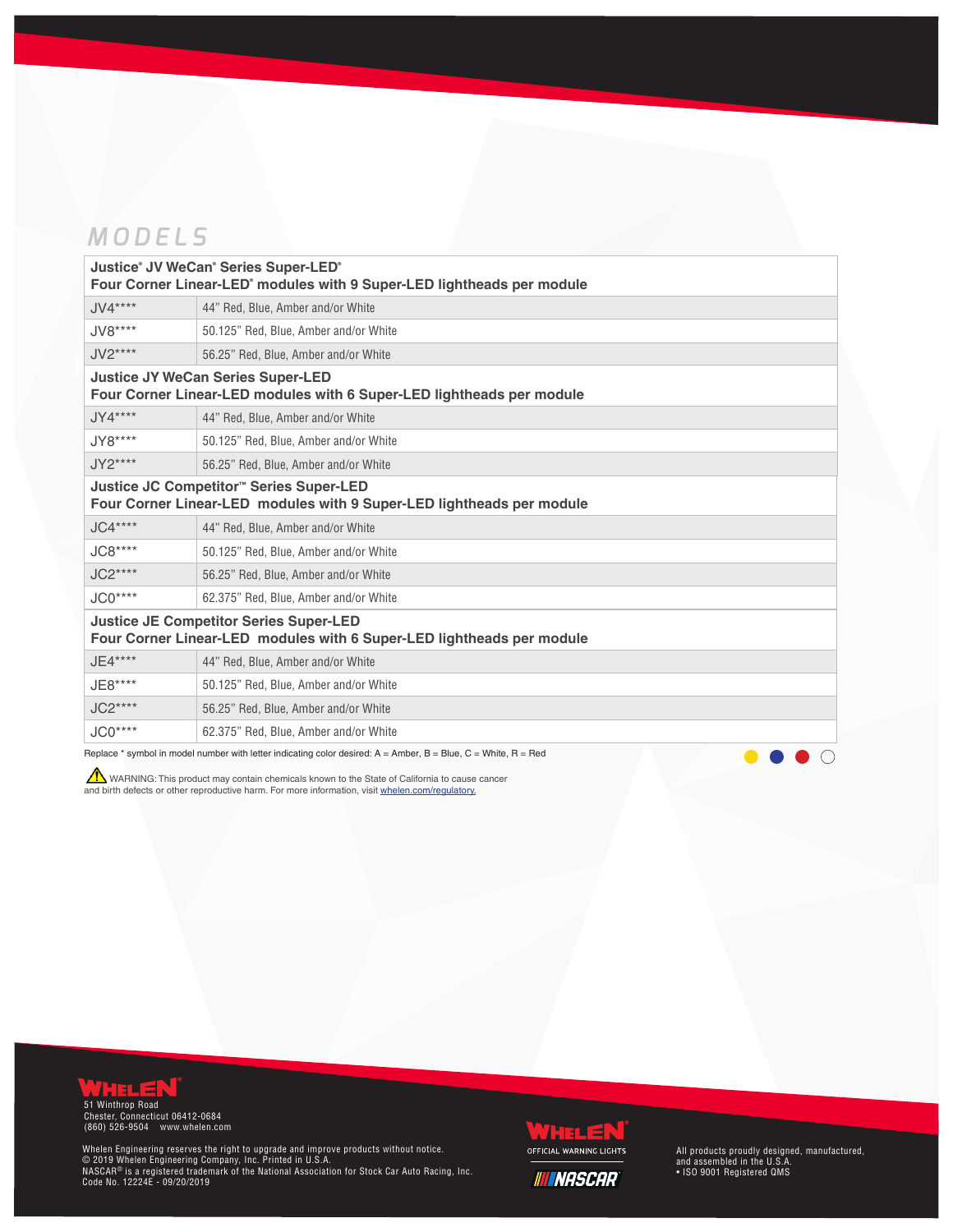## MODELS

| | |
|---|---|
| **Justice® JV WeCan® Series Super-LED®**<br>**Four Corner Linear-LED® modules with 9 Super-LED lightheads per module** | |
| JV4**** | 44" Red, Blue, Amber and/or White |
| JV8**** | 50.125" Red, Blue, Amber and/or White |
| JV2**** | 56.25" Red, Blue, Amber and/or White |
| **Justice JY WeCan Series Super-LED**<br>**Four Corner Linear-LED modules with 6 Super-LED lightheads per module** | |
| JY4**** | 44" Red, Blue, Amber and/or White |
| JY8**** | 50.125" Red, Blue, Amber and/or White |
| JY2**** | 56.25" Red, Blue, Amber and/or White |
| **Justice JC Competitor™ Series Super-LED**<br>**Four Corner Linear-LED modules with 9 Super-LED lightheads per module** | |
| JC4**** | 44" Red, Blue, Amber and/or White |
| JC8**** | 50.125" Red, Blue, Amber and/or White |
| JC2**** | 56.25" Red, Blue, Amber and/or White |
| JC0**** | 62.375" Red, Blue, Amber and/or White |
| **Justice JE Competitor Series Super-LED**<br>**Four Corner Linear-LED modules with 6 Super-LED lightheads per module** | |
| JE4**** | 44" Red, Blue, Amber and/or White |
| JE8**** | 50.125" Red, Blue, Amber and/or White |
| JC2**** | 56.25" Red, Blue, Amber and/or White |
| JC0**** | 62.375" Red, Blue, Amber and/or White |

Replace * symbol in model number with letter indicating color desired: A = Amber, B = Blue, C = White, R = Red

WARNING: This product may contain chemicals known to the State of California to cause cancer and birth defects or other reproductive harm. For more information, visit whelen.com/regulatory.

WHELEN®
51 Winthrop Road
Chester, Connecticut 06412-0684
(860) 526-9504 www.whelen.com

Whelen Engineering reserves the right to upgrade and improve products without notice.
© 2019 Whelen Engineering Company, Inc. Printed in U.S.A.
NASCAR® is a registered trademark of the National Association for Stock Car Auto Racing, Inc.
Code No. 12224E - 09/20/2019

WHELEN® OFFICIAL WARNING LIGHTS
NASCAR®

All products proudly designed, manufactured, and assembled in the U.S.A.
• ISO 9001 Registered QMS